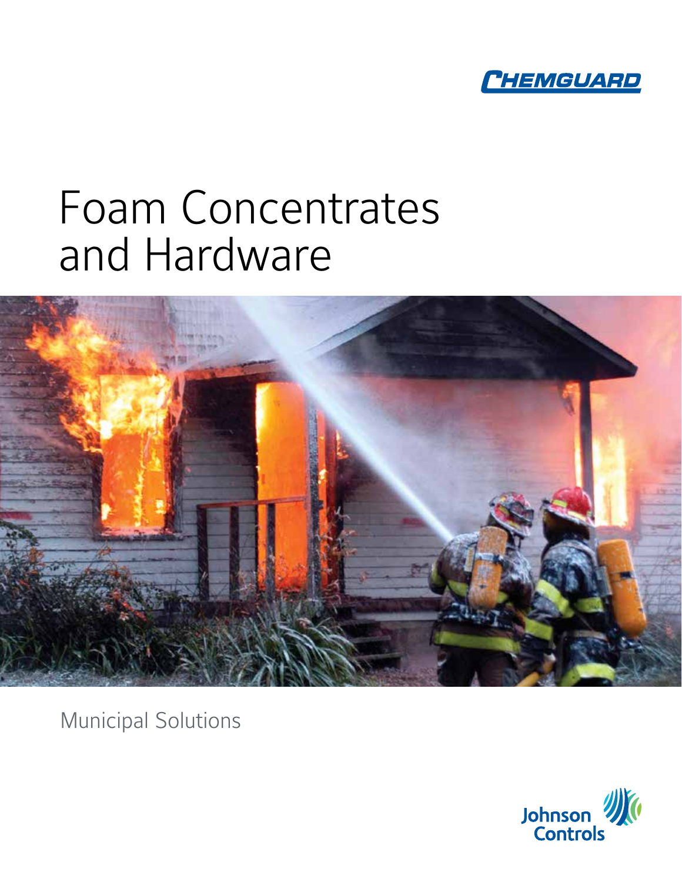CHEMGUARD

# Foam Concentrates and Hardware

Municipal Solutions

Johnson Controls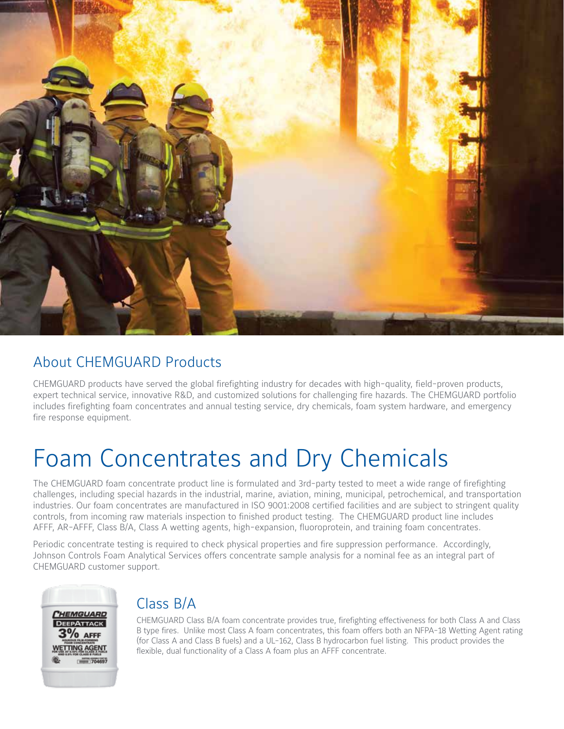## About CHEMGUARD Products

CHEMGUARD products have served the global firefighting industry for decades with high-quality, field-proven products, expert technical service, innovative R&D, and customized solutions for challenging fire hazards. The CHEMGUARD portfolio includes firefighting foam concentrates and annual testing service, dry chemicals, foam system hardware, and emergency fire response equipment.

# Foam Concentrates and Dry Chemicals

The CHEMGUARD foam concentrate product line is formulated and 3rd-party tested to meet a wide range of firefighting challenges, including special hazards in the industrial, marine, aviation, mining, municipal, petrochemical, and transportation industries. Our foam concentrates are manufactured in ISO 9001:2008 certified facilities and are subject to stringent quality controls, from incoming raw materials inspection to finished product testing. The CHEMGUARD product line includes AFFF, AR-AFFF, Class B/A, Class A wetting agents, high-expansion, fluoroprotein, and training foam concentrates.

Periodic concentrate testing is required to check physical properties and fire suppression performance. Accordingly, Johnson Controls Foam Analytical Services offers concentrate sample analysis for a nominal fee as an integral part of CHEMGUARD customer support.

## Class B/A

CHEMGUARD Class B/A foam concentrate provides true, firefighting effectiveness for both Class A and Class B type fires. Unlike most Class A foam concentrates, this foam offers both an NFPA-18 Wetting Agent rating (for Class A and Class B fuels) and a UL-162, Class B hydrocarbon fuel listing. This product provides the flexible, dual functionality of a Class A foam plus an AFFF concentrate.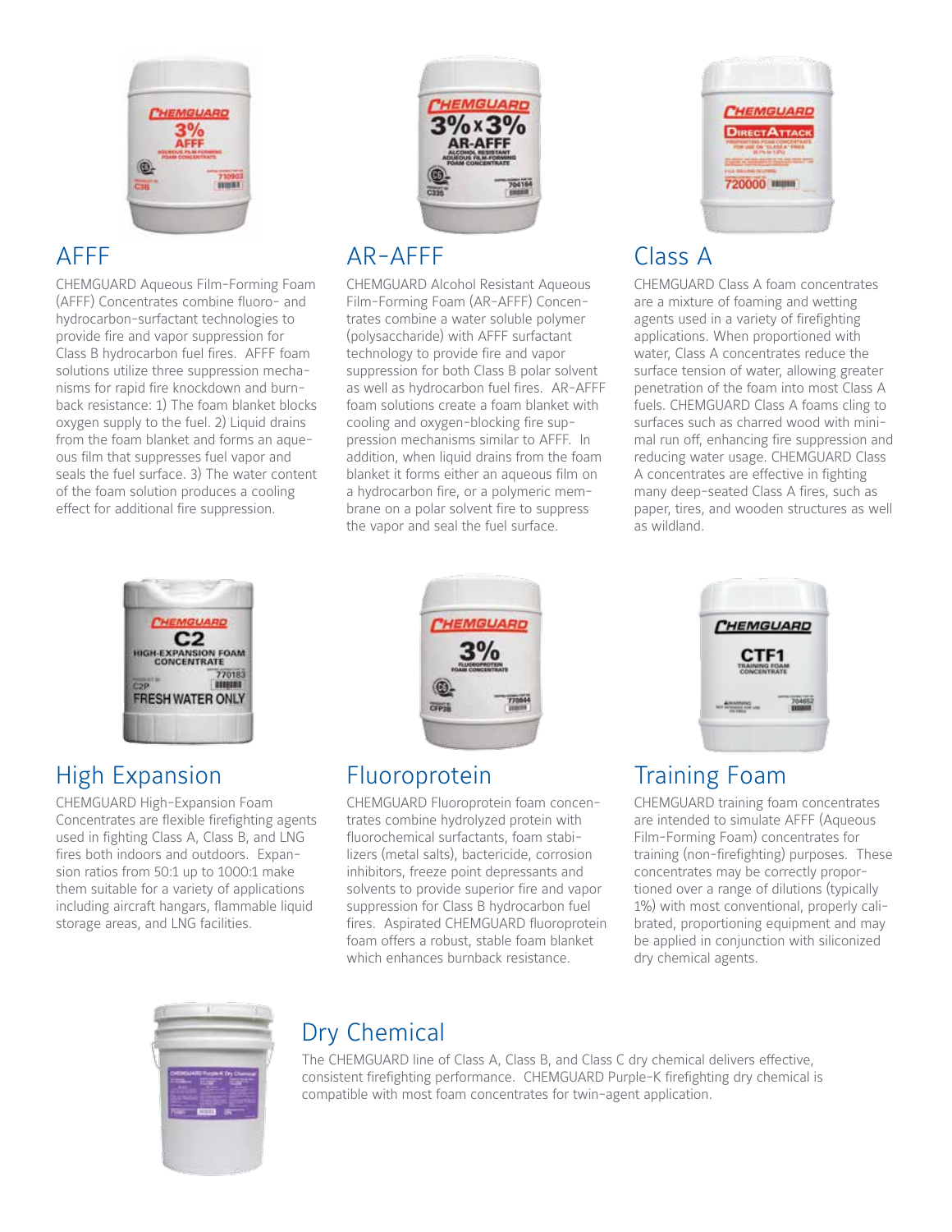## AFFF

CHEMGUARD Aqueous Film-Forming Foam (AFFF) Concentrates combine fluoro- and hydrocarbon-surfactant technologies to provide fire and vapor suppression for Class B hydrocarbon fuel fires. AFFF foam solutions utilize three suppression mechanisms for rapid fire knockdown and burnback resistance: 1) The foam blanket blocks oxygen supply to the fuel. 2) Liquid drains from the foam blanket and forms an aqueous film that suppresses fuel vapor and seals the fuel surface. 3) The water content of the foam solution produces a cooling effect for additional fire suppression.

## AR-AFFF

CHEMGUARD Alcohol Resistant Aqueous Film-Forming Foam (AR-AFFF) Concentrates combine a water soluble polymer (polysaccharide) with AFFF surfactant technology to provide fire and vapor suppression for both Class B polar solvent as well as hydrocarbon fuel fires. AR-AFFF foam solutions create a foam blanket with cooling and oxygen-blocking fire suppression mechanisms similar to AFFF. In addition, when liquid drains from the foam blanket it forms either an aqueous film on a hydrocarbon fire, or a polymeric membrane on a polar solvent fire to suppress the vapor and seal the fuel surface.

## Class A

CHEMGUARD Class A foam concentrates are a mixture of foaming and wetting agents used in a variety of firefighting applications. When proportioned with water, Class A concentrates reduce the surface tension of water, allowing greater penetration of the foam into most Class A fuels. CHEMGUARD Class A foams cling to surfaces such as charred wood with minimal run off, enhancing fire suppression and reducing water usage. CHEMGUARD Class A concentrates are effective in fighting many deep-seated Class A fires, such as paper, tires, and wooden structures as well as wildland.

## High Expansion

CHEMGUARD High-Expansion Foam Concentrates are flexible firefighting agents used in fighting Class A, Class B, and LNG fires both indoors and outdoors. Expansion ratios from 50:1 up to 1000:1 make them suitable for a variety of applications including aircraft hangars, flammable liquid storage areas, and LNG facilities.

## Fluoroprotein

CHEMGUARD Fluoroprotein foam concentrates combine hydrolyzed protein with fluorochemical surfactants, foam stabilizers (metal salts), bactericide, corrosion inhibitors, freeze point depressants and solvents to provide superior fire and vapor suppression for Class B hydrocarbon fuel fires. Aspirated CHEMGUARD fluoroprotein foam offers a robust, stable foam blanket which enhances burnback resistance.

## Training Foam

CHEMGUARD training foam concentrates are intended to simulate AFFF (Aqueous Film-Forming Foam) concentrates for training (non-firefighting) purposes. These concentrates may be correctly proportioned over a range of dilutions (typically 1%) with most conventional, properly calibrated, proportioning equipment and may be applied in conjunction with siliconized dry chemical agents.

## Dry Chemical

The CHEMGUARD line of Class A, Class B, and Class C dry chemical delivers effective, consistent firefighting performance. CHEMGUARD Purple-K firefighting dry chemical is compatible with most foam concentrates for twin-agent application.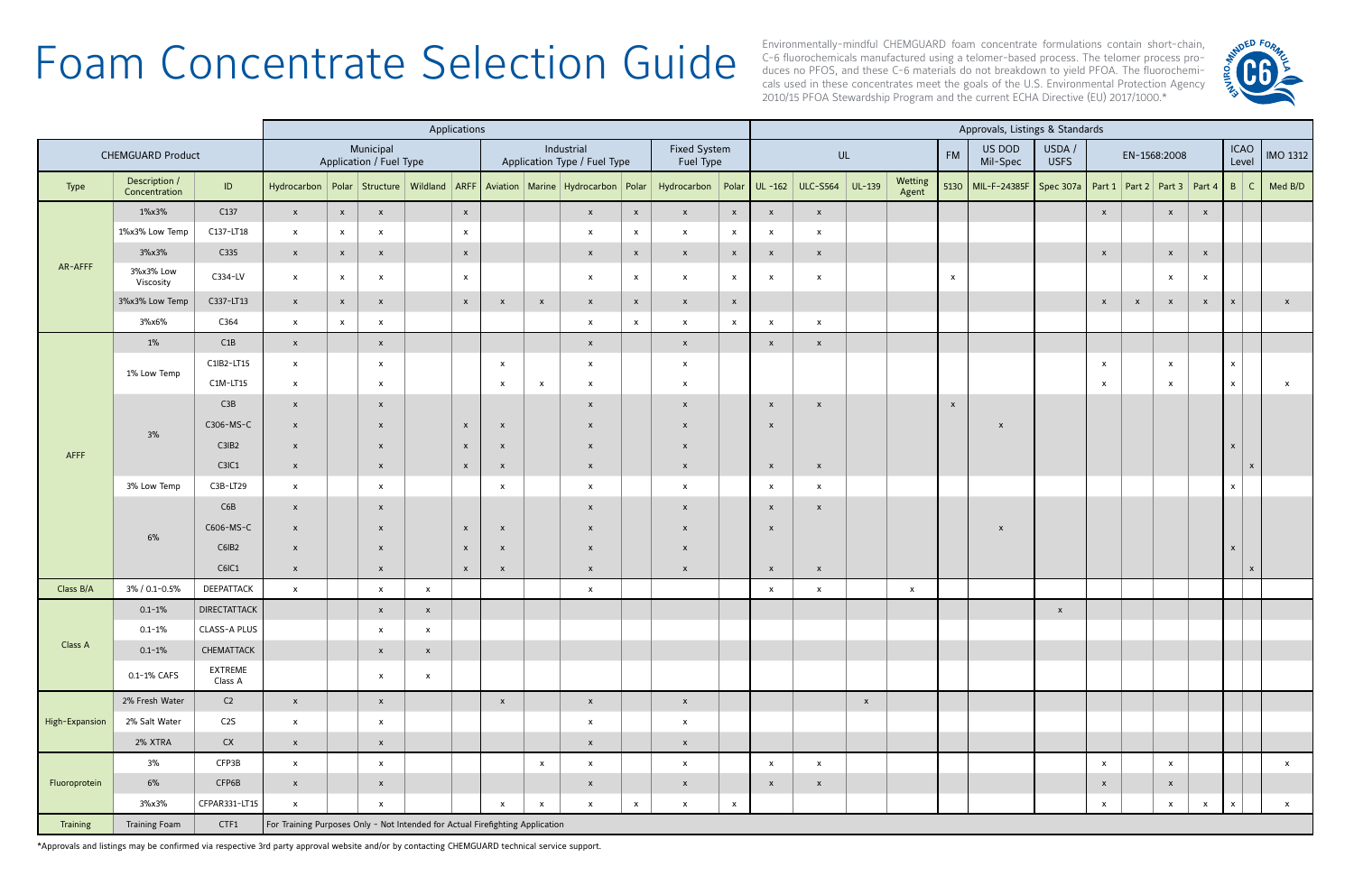# Foam Concentrate Selection Guide

Environmentally-mindful CHEMGUARD foam concentrate formulations contain short-chain, C-6 fluorochemicals manufactured using a telomer-based process. The telomer process produces no PFOS, and these C-6 materials do not breakdown to yield PFOA. The fluorochemicals used in these concentrates meet the goals of the U.S. Environmental Protection Agency 2010/15 PFOA Stewardship Program and the current ECHA Directive (EU) 2017/1000.*

| CHEMGUARD Product | | | Applications | | | | | | | | | | | Approvals, Listings & Standards | | | | | | | | | | | | | |
|---|---|---|---|---|---|---|---|---|---|---|---|---|---|---|---|---|---|---|---|---|---|---|---|---|---|---|---|
| | | | Municipal Application / Fuel Type | | | | | Industrial Application Type / Fuel Type | | | | Fixed System Fuel Type | | UL | | | | FM | US DOD Mil-Spec | USDA / USFS | EN-1568:2008 | | | | ICAO Level | | IMO 1312 |
| Type | Description / Concentration | ID | Hydrocarbon | Polar | Structure | Wildland | ARFF | Aviation | Marine | Hydrocarbon | Polar | Hydrocarbon | Polar | UL -162 | ULC-S564 | UL-139 | Wetting Agent | 5130 | MIL-F-24385F | Spec 307a | Part 1 | Part 2 | Part 3 | Part 4 | B | C | Med B/D |
| AR-AFFF | 1%x3% | C137 | x | x | x | | x | | | x | x | x | x | x | x | | | | | | x | | x | x | | | |
| | 1%x3% Low Temp | C137-LT18 | x | x | x | | x | | | x | x | x | x | x | x | | | | | | | | | | | | |
| | 3%x3% | C335 | x | x | x | | x | | | x | x | x | x | x | x | | | | | | x | | x | x | | | |
| | 3%x3% Low Viscosity | C334-LV | x | x | x | | x | | | x | x | x | x | x | x | | | x | | | | | x | x | | | |
| | 3%x3% Low Temp | C337-LT13 | x | x | x | | x | x | x | x | x | x | x | | | | | | | | x | x | x | x | x | | x |
| | 3%x6% | C364 | x | x | x | | | | | x | x | x | x | x | x | | | | | | | | | | | | |
| AFFF | 1% | C1B | x | | x | | | | | x | | x | | x | x | | | | | | | | | | | | |
| | 1% Low Temp | C1IB2-LT15 | x | | x | | | x | | x | | x | | | | | | | | | x | | x | | x | | |
| | | C1M-LT15 | x | | x | | | x | x | x | | x | | | | | | | | | x | | x | | x | | x |
| | 3% | C3B | x | | x | | | | | x | | x | | x | x | | | x | | | | | | | | | |
| | | C306-MS-C | x | | x | | x | x | | x | | x | | x | | | | | x | | | | | | | | |
| | | C3IB2 | x | | x | | x | x | | x | | x | | | | | | | | | | | | | x | | |
| | | C3IC1 | x | | x | | x | x | | x | | x | | x | x | | | | | | | | | | | x | |
| | 3% Low Temp | C3B-LT29 | x | | x | | | x | | x | | x | | x | x | | | | | | | | | | x | | |
| | 6% | C6B | x | | x | | | | | x | | x | | x | x | | | | | | | | | | | | |
| | | C606-MS-C | x | | x | | x | x | | x | | x | | x | | | | | x | | | | | | | | |
| | | C6IB2 | x | | x | | x | x | | x | | x | | | | | | | | | | | | | x | | |
| | | C6IC1 | x | | x | | x | x | | x | | x | | x | x | | | | | | | | | | | x | |
| Class B/A | 3% / 0.1-0.5% | DEEPATTACK | x | | x | x | | | | x | | | | x | x | | x | | | | | | | | | | |
| Class A | 0.1-1% | DIRECTATTACK | | | x | x | | | | | | | | | | | | | | x | | | | | | | |
| | 0.1-1% | CLASS-A PLUS | | | x | x | | | | | | | | | | | | | | | | | | | | | |
| | 0.1-1% | CHEMATTACK | | | x | x | | | | | | | | | | | | | | | | | | | | | |
| | 0.1-1% CAFS | EXTREME Class A | | | x | x | | | | | | | | | | | | | | | | | | | | | |
| High-Expansion | 2% Fresh Water | C2 | x | | x | | | x | | x | | x | | | | x | | | | | | | | | | | |
| | 2% Salt Water | C2S | x | | x | | | | | x | | x | | | | | | | | | | | | | | | |
| | 2% XTRA | CX | x | | x | | | | | x | | x | | | | | | | | | | | | | | | |
| Fluoroprotein | 3% | CFP3B | x | | x | | | | x | x | | x | | x | x | | | | | | x | | x | | | | x |
| | 6% | CFP6B | x | | x | | | | | x | | x | | x | x | | | | | | x | | x | | | | |
| | 3%x3% | CFPAR331-LT15 | x | | x | | | x | x | x | x | x | x | | | | | | | | x | | x | x | x | | x |
| Training | Training Foam | CTF1 | For Training Purposes Only - Not Intended for Actual Firefighting Application | | | | | | | | | | | | | | | | | | | | | | | | |

*Approvals and listings may be confirmed via respective 3rd party approval website and/or by contacting CHEMGUARD technical service support.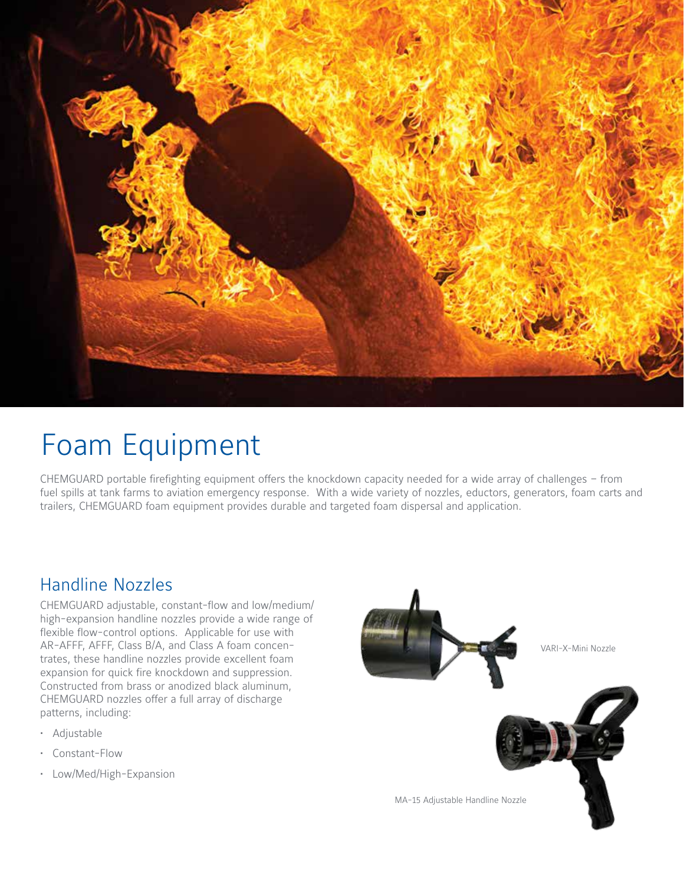# Foam Equipment

CHEMGUARD portable firefighting equipment offers the knockdown capacity needed for a wide array of challenges – from fuel spills at tank farms to aviation emergency response. With a wide variety of nozzles, eductors, generators, foam carts and trailers, CHEMGUARD foam equipment provides durable and targeted foam dispersal and application.

## Handline Nozzles

CHEMGUARD adjustable, constant-flow and low/medium/high-expansion handline nozzles provide a wide range of flexible flow-control options. Applicable for use with AR-AFFF, AFFF, Class B/A, and Class A foam concentrates, these handline nozzles provide excellent foam expansion for quick fire knockdown and suppression. Constructed from brass or anodized black aluminum, CHEMGUARD nozzles offer a full array of discharge patterns, including:

- Adjustable
- Constant-Flow
- Low/Med/High-Expansion

VARI-X-Mini Nozzle

MA-15 Adjustable Handline Nozzle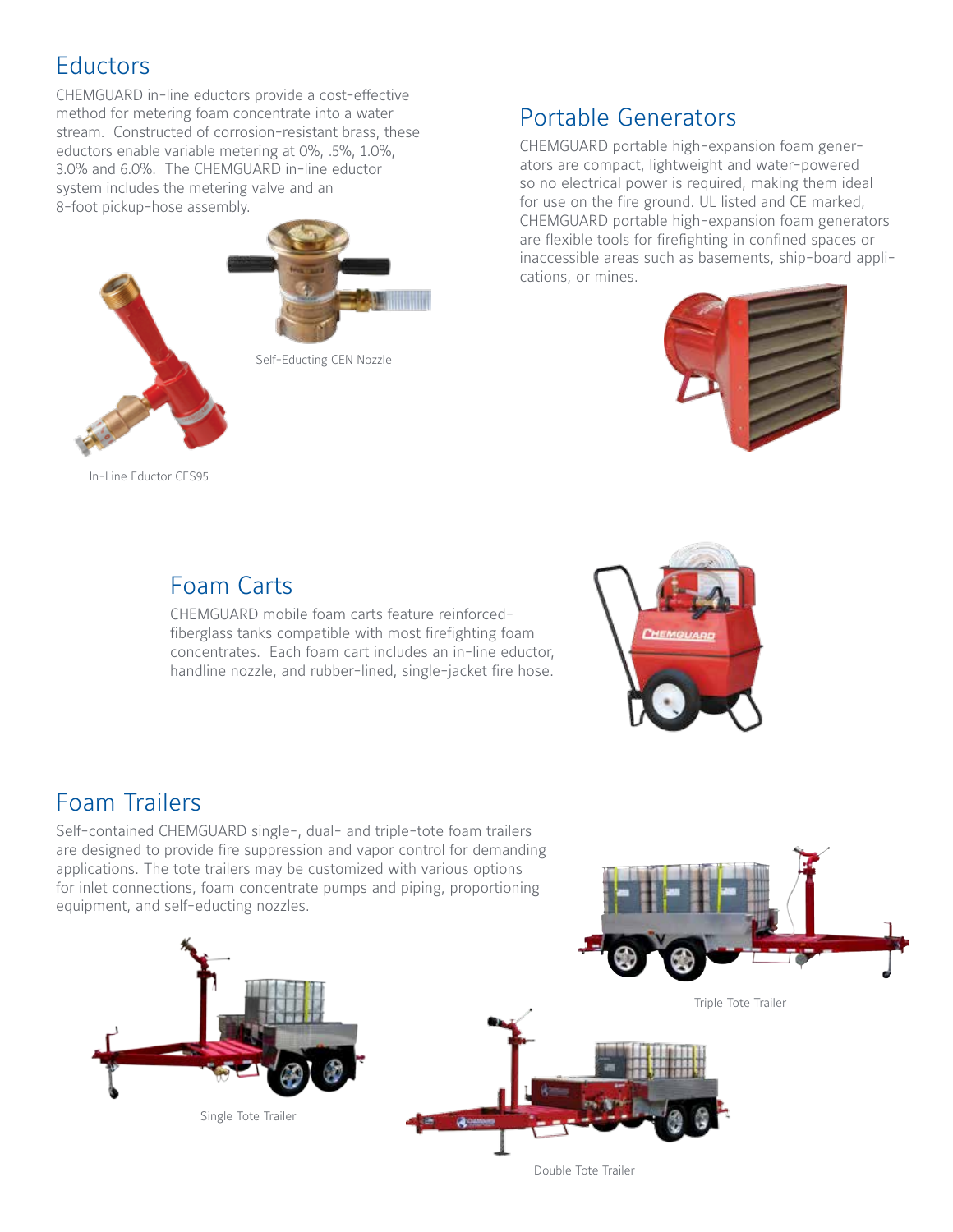## Eductors

CHEMGUARD in-line eductors provide a cost-effective method for metering foam concentrate into a water stream. Constructed of corrosion-resistant brass, these eductors enable variable metering at 0%, .5%, 1.0%, 3.0% and 6.0%. The CHEMGUARD in-line eductor system includes the metering valve and an 8-foot pickup-hose assembly.

Self-Educting CEN Nozzle

In-Line Eductor CES95

## Portable Generators

CHEMGUARD portable high-expansion foam generators are compact, lightweight and water-powered so no electrical power is required, making them ideal for use on the fire ground. UL listed and CE marked, CHEMGUARD portable high-expansion foam generators are flexible tools for firefighting in confined spaces or inaccessible areas such as basements, ship-board applications, or mines.

## Foam Carts

CHEMGUARD mobile foam carts feature reinforced-fiberglass tanks compatible with most firefighting foam concentrates. Each foam cart includes an in-line eductor, handline nozzle, and rubber-lined, single-jacket fire hose.

## Foam Trailers

Self-contained CHEMGUARD single-, dual- and triple-tote foam trailers are designed to provide fire suppression and vapor control for demanding applications. The tote trailers may be customized with various options for inlet connections, foam concentrate pumps and piping, proportioning equipment, and self-educting nozzles.

Triple Tote Trailer

Single Tote Trailer

Double Tote Trailer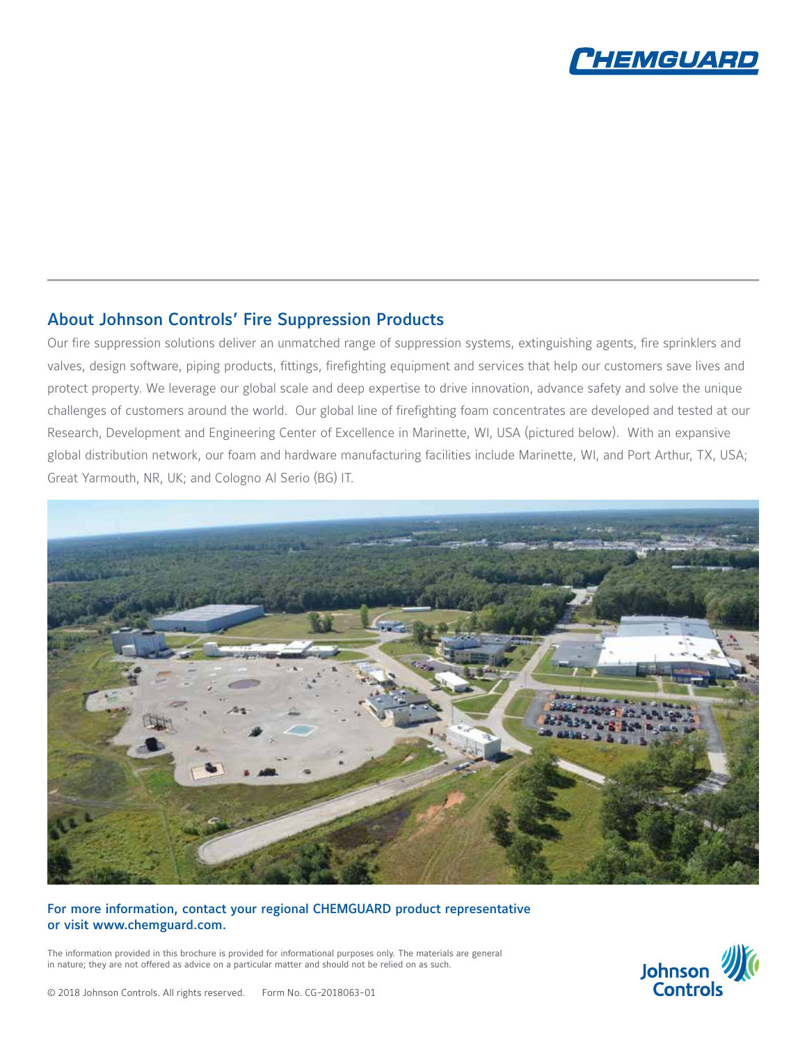## About Johnson Controls' Fire Suppression Products

Our fire suppression solutions deliver an unmatched range of suppression systems, extinguishing agents, fire sprinklers and valves, design software, piping products, fittings, firefighting equipment and services that help our customers save lives and protect property. We leverage our global scale and deep expertise to drive innovation, advance safety and solve the unique challenges of customers around the world. Our global line of firefighting foam concentrates are developed and tested at our Research, Development and Engineering Center of Excellence in Marinette, WI, USA (pictured below). With an expansive global distribution network, our foam and hardware manufacturing facilities include Marinette, WI, and Port Arthur, TX, USA; Great Yarmouth, NR, UK; and Cologno Al Serio (BG) IT.

**For more information, contact your regional CHEMGUARD product representative or visit www.chemguard.com.**

The information provided in this brochure is provided for informational purposes only. The materials are general in nature; they are not offered as advice on a particular matter and should not be relied on as such.

© 2018 Johnson Controls. All rights reserved. Form No. CG-2018063-01